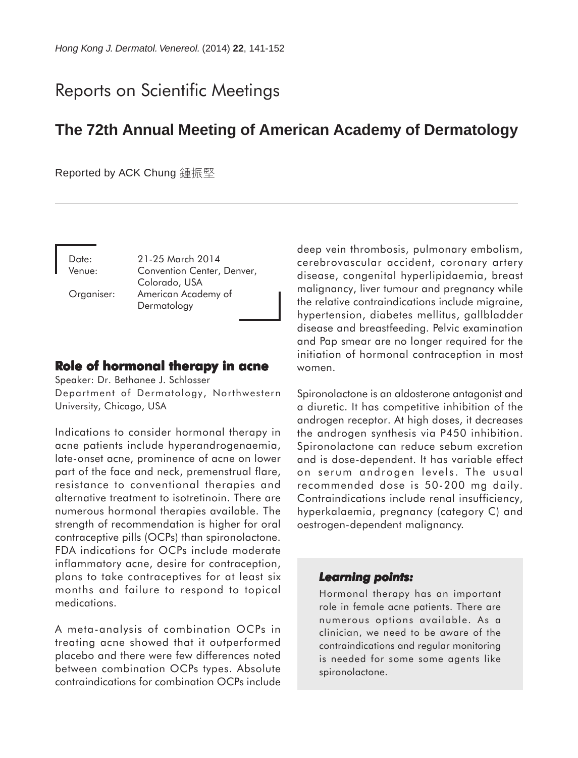# Reports on Scientific Meetings

## The 72th Annual Meeting of American Academy of Dermatology

Reported by ACK Chung 鍾振堅

| | |
|---|---|
| Date: | 21-25 March 2014 |
| Venue: | Convention Center, Denver, Colorado, USA |
| Organiser: | American Academy of Dermatology |

### Role of hormonal therapy in acne

Speaker: Dr. Bethanee J. Schlosser
Department of Dermatology, Northwestern University, Chicago, USA

Indications to consider hormonal therapy in acne patients include hyperandrogenaemia, late-onset acne, prominence of acne on lower part of the face and neck, premenstrual flare, resistance to conventional therapies and alternative treatment to isotretinoin. There are numerous hormonal therapies available. The strength of recommendation is higher for oral contraceptive pills (OCPs) than spironolactone. FDA indications for OCPs include moderate inflammatory acne, desire for contraception, plans to take contraceptives for at least six months and failure to respond to topical medications.

A meta-analysis of combination OCPs in treating acne showed that it outperformed placebo and there were few differences noted between combination OCPs types. Absolute contraindications for combination OCPs include deep vein thrombosis, pulmonary embolism, cerebrovascular accident, coronary artery disease, congenital hyperlipidaemia, breast malignancy, liver tumour and pregnancy while the relative contraindications include migraine, hypertension, diabetes mellitus, gallbladder disease and breastfeeding. Pelvic examination and Pap smear are no longer required for the initiation of hormonal contraception in most women.

Spironolactone is an aldosterone antagonist and a diuretic. It has competitive inhibition of the androgen receptor. At high doses, it decreases the androgen synthesis via P450 inhibition. Spironolactone can reduce sebum excretion and is dose-dependent. It has variable effect on serum androgen levels. The usual recommended dose is 50-200 mg daily. Contraindications include renal insufficiency, hyperkalaemia, pregnancy (category C) and oestrogen-dependent malignancy.

> ***Learning points:***
>
> Hormonal therapy has an important role in female acne patients. There are numerous options available. As a clinician, we need to be aware of the contraindications and regular monitoring is needed for some some agents like spironolactone.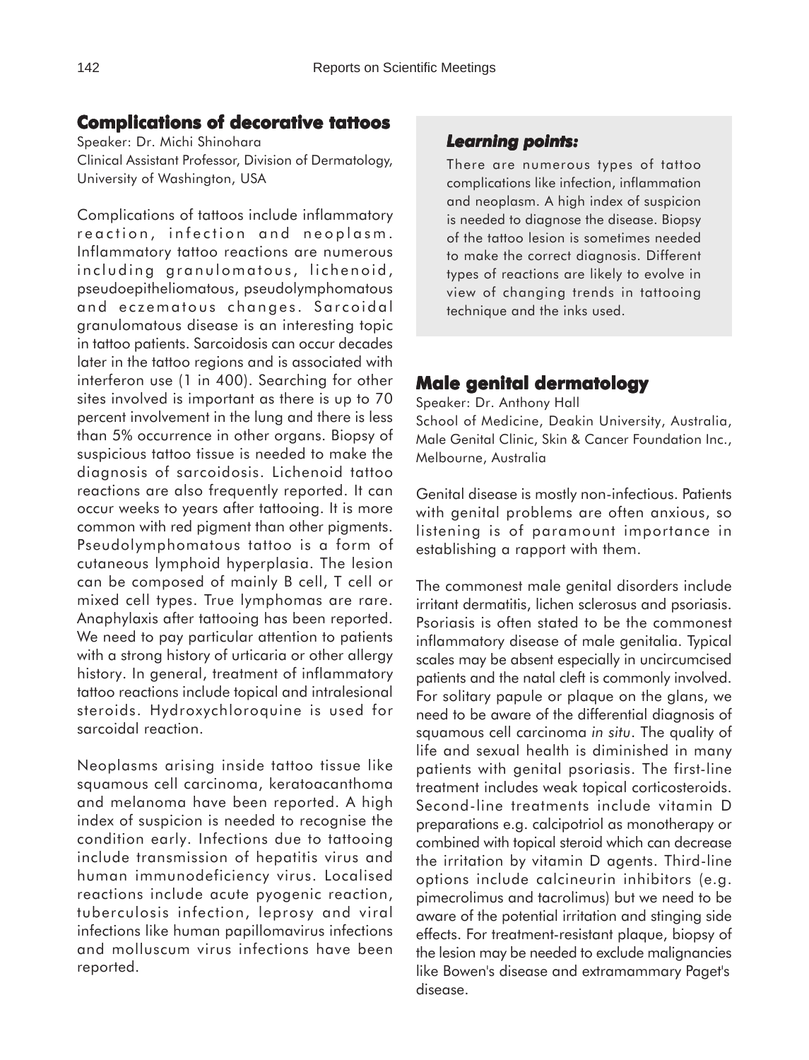## Complications of decorative tattoos

Speaker: Dr. Michi Shinohara
Clinical Assistant Professor, Division of Dermatology, University of Washington, USA

Complications of tattoos include inflammatory reaction, infection and neoplasm. Inflammatory tattoo reactions are numerous including granulomatous, lichenoid, pseudoepitheliomatous, pseudolymphomatous and eczematous changes. Sarcoidal granulomatous disease is an interesting topic in tattoo patients. Sarcoidosis can occur decades later in the tattoo regions and is associated with interferon use (1 in 400). Searching for other sites involved is important as there is up to 70 percent involvement in the lung and there is less than 5% occurrence in other organs. Biopsy of suspicious tattoo tissue is needed to make the diagnosis of sarcoidosis. Lichenoid tattoo reactions are also frequently reported. It can occur weeks to years after tattooing. It is more common with red pigment than other pigments. Pseudolymphomatous tattoo is a form of cutaneous lymphoid hyperplasia. The lesion can be composed of mainly B cell, T cell or mixed cell types. True lymphomas are rare. Anaphylaxis after tattooing has been reported. We need to pay particular attention to patients with a strong history of urticaria or other allergy history. In general, treatment of inflammatory tattoo reactions include topical and intralesional steroids. Hydroxychloroquine is used for sarcoidal reaction.

Neoplasms arising inside tattoo tissue like squamous cell carcinoma, keratoacanthoma and melanoma have been reported. A high index of suspicion is needed to recognise the condition early. Infections due to tattooing include transmission of hepatitis virus and human immunodeficiency virus. Localised reactions include acute pyogenic reaction, tuberculosis infection, leprosy and viral infections like human papillomavirus infections and molluscum virus infections have been reported.

***Learning points:***

There are numerous types of tattoo complications like infection, inflammation and neoplasm. A high index of suspicion is needed to diagnose the disease. Biopsy of the tattoo lesion is sometimes needed to make the correct diagnosis. Different types of reactions are likely to evolve in view of changing trends in tattooing technique and the inks used.

## Male genital dermatology

Speaker: Dr. Anthony Hall
School of Medicine, Deakin University, Australia, Male Genital Clinic, Skin & Cancer Foundation Inc., Melbourne, Australia

Genital disease is mostly non-infectious. Patients with genital problems are often anxious, so listening is of paramount importance in establishing a rapport with them.

The commonest male genital disorders include irritant dermatitis, lichen sclerosus and psoriasis. Psoriasis is often stated to be the commonest inflammatory disease of male genitalia. Typical scales may be absent especially in uncircumcised patients and the natal cleft is commonly involved. For solitary papule or plaque on the glans, we need to be aware of the differential diagnosis of squamous cell carcinoma *in situ*. The quality of life and sexual health is diminished in many patients with genital psoriasis. The first-line treatment includes weak topical corticosteroids. Second-line treatments include vitamin D preparations e.g. calcipotriol as monotherapy or combined with topical steroid which can decrease the irritation by vitamin D agents. Third-line options include calcineurin inhibitors (e.g. pimecrolimus and tacrolimus) but we need to be aware of the potential irritation and stinging side effects. For treatment-resistant plaque, biopsy of the lesion may be needed to exclude malignancies like Bowen's disease and extramammary Paget's disease.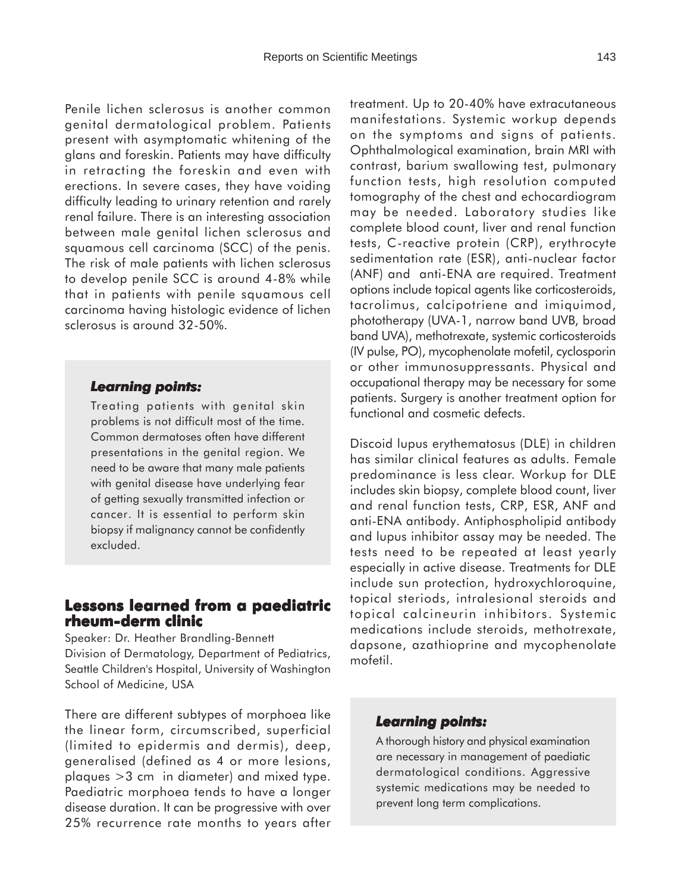Penile lichen sclerosus is another common genital dermatological problem. Patients present with asymptomatic whitening of the glans and foreskin. Patients may have difficulty in retracting the foreskin and even with erections. In severe cases, they have voiding difficulty leading to urinary retention and rarely renal failure. There is an interesting association between male genital lichen sclerosus and squamous cell carcinoma (SCC) of the penis. The risk of male patients with lichen sclerosus to develop penile SCC is around 4-8% while that in patients with penile squamous cell carcinoma having histologic evidence of lichen sclerosus is around 32-50%.

> ***Learning points:***
>
> Treating patients with genital skin problems is not difficult most of the time. Common dermatoses often have different presentations in the genital region. We need to be aware that many male patients with genital disease have underlying fear of getting sexually transmitted infection or cancer. It is essential to perform skin biopsy if malignancy cannot be confidently excluded.

## Lessons learned from a paediatric rheum-derm clinic

Speaker: Dr. Heather Brandling-Bennett
Division of Dermatology, Department of Pediatrics, Seattle Children's Hospital, University of Washington School of Medicine, USA

There are different subtypes of morphoea like the linear form, circumscribed, superficial (limited to epidermis and dermis), deep, generalised (defined as 4 or more lesions, plaques >3 cm in diameter) and mixed type. Paediatric morphoea tends to have a longer disease duration. It can be progressive with over 25% recurrence rate months to years after treatment. Up to 20-40% have extracutaneous manifestations. Systemic workup depends on the symptoms and signs of patients. Ophthalmological examination, brain MRI with contrast, barium swallowing test, pulmonary function tests, high resolution computed tomography of the chest and echocardiogram may be needed. Laboratory studies like complete blood count, liver and renal function tests, C-reactive protein (CRP), erythrocyte sedimentation rate (ESR), anti-nuclear factor (ANF) and anti-ENA are required. Treatment options include topical agents like corticosteroids, tacrolimus, calcipotriene and imiquimod, phototherapy (UVA-1, narrow band UVB, broad band UVA), methotrexate, systemic corticosteroids (IV pulse, PO), mycophenolate mofetil, cyclosporin or other immunosuppressants. Physical and occupational therapy may be necessary for some patients. Surgery is another treatment option for functional and cosmetic defects.

Discoid lupus erythematosus (DLE) in children has similar clinical features as adults. Female predominance is less clear. Workup for DLE includes skin biopsy, complete blood count, liver and renal function tests, CRP, ESR, ANF and anti-ENA antibody. Antiphospholipid antibody and lupus inhibitor assay may be needed. The tests need to be repeated at least yearly especially in active disease. Treatments for DLE include sun protection, hydroxychloroquine, topical steriods, intralesional steroids and topical calcineurin inhibitors. Systemic medications include steroids, methotrexate, dapsone, azathioprine and mycophenolate mofetil.

> ***Learning points:***
>
> A thorough history and physical examination are necessary in management of paediatric dermatological conditions. Aggressive systemic medications may be needed to prevent long term complications.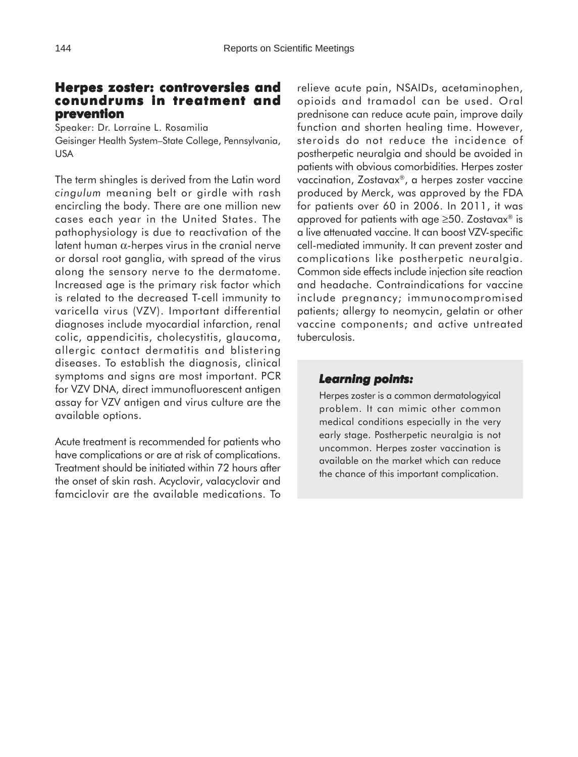## Herpes zoster: controversies and conundrums in treatment and prevention

Speaker: Dr. Lorraine L. Rosamilia

Geisinger Health System–State College, Pennsylvania, USA

The term shingles is derived from the Latin word *cingulum* meaning belt or girdle with rash encircling the body. There are one million new cases each year in the United States. The pathophysiology is due to reactivation of the latent human $\alpha$-herpes virus in the cranial nerve or dorsal root ganglia, with spread of the virus along the sensory nerve to the dermatome. Increased age is the primary risk factor which is related to the decreased T-cell immunity to varicella virus (VZV). Important differential diagnoses include myocardial infarction, renal colic, appendicitis, cholecystitis, glaucoma, allergic contact dermatitis and blistering diseases. To establish the diagnosis, clinical symptoms and signs are most important. PCR for VZV DNA, direct immunofluorescent antigen assay for VZV antigen and virus culture are the available options.

Acute treatment is recommended for patients who have complications or are at risk of complications. Treatment should be initiated within 72 hours after the onset of skin rash. Acyclovir, valacyclovir and famciclovir are the available medications. To relieve acute pain, NSAIDs, acetaminophen, opioids and tramadol can be used. Oral prednisone can reduce acute pain, improve daily function and shorten healing time. However, steroids do not reduce the incidence of postherpetic neuralgia and should be avoided in patients with obvious comorbidities. Herpes zoster vaccination, Zostavax®, a herpes zoster vaccine produced by Merck, was approved by the FDA for patients over 60 in 2006. In 2011, it was approved for patients with age ≥50. Zostavax® is a live attenuated vaccine. It can boost VZV-specific cell-mediated immunity. It can prevent zoster and complications like postherpetic neuralgia. Common side effects include injection site reaction and headache. Contraindications for vaccine include pregnancy; immunocompromised patients; allergy to neomycin, gelatin or other vaccine components; and active untreated tuberculosis.

### *Learning points:*

Herpes zoster is a common dermatologyical problem. It can mimic other common medical conditions especially in the very early stage. Postherpetic neuralgia is not uncommon. Herpes zoster vaccination is available on the market which can reduce the chance of this important complication.